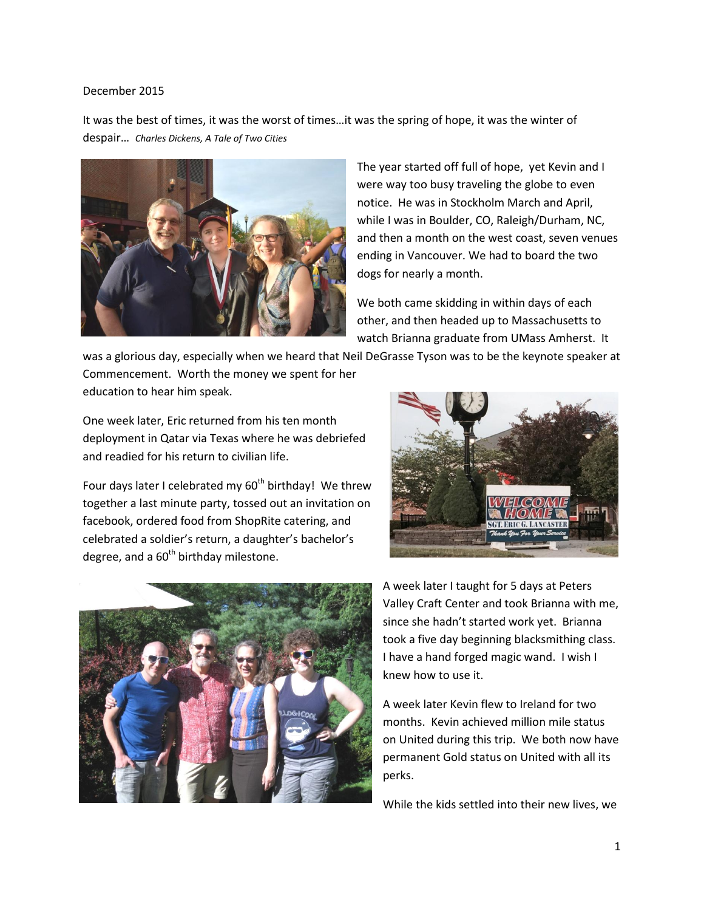December 2015

It was the best of times, it was the worst of times…it was the spring of hope, it was the winter of despair… *Charles Dickens, A Tale of Two Cities*

The year started off full of hope, yet Kevin and I were way too busy traveling the globe to even notice. He was in Stockholm March and April, while I was in Boulder, CO, Raleigh/Durham, NC, and then a month on the west coast, seven venues ending in Vancouver. We had to board the two dogs for nearly a month.

We both came skidding in within days of each other, and then headed up to Massachusetts to watch Brianna graduate from UMass Amherst. It was a glorious day, especially when we heard that Neil DeGrasse Tyson was to be the keynote speaker at Commencement. Worth the money we spent for her education to hear him speak.

One week later, Eric returned from his ten month deployment in Qatar via Texas where he was debriefed and readied for his return to civilian life.

Four days later I celebrated my 60th birthday! We threw together a last minute party, tossed out an invitation on facebook, ordered food from ShopRite catering, and celebrated a soldier's return, a daughter's bachelor's degree, and a 60th birthday milestone.

A week later I taught for 5 days at Peters Valley Craft Center and took Brianna with me, since she hadn't started work yet. Brianna took a five day beginning blacksmithing class. I have a hand forged magic wand. I wish I knew how to use it.

A week later Kevin flew to Ireland for two months. Kevin achieved million mile status on United during this trip. We both now have permanent Gold status on United with all its perks.

While the kids settled into their new lives, we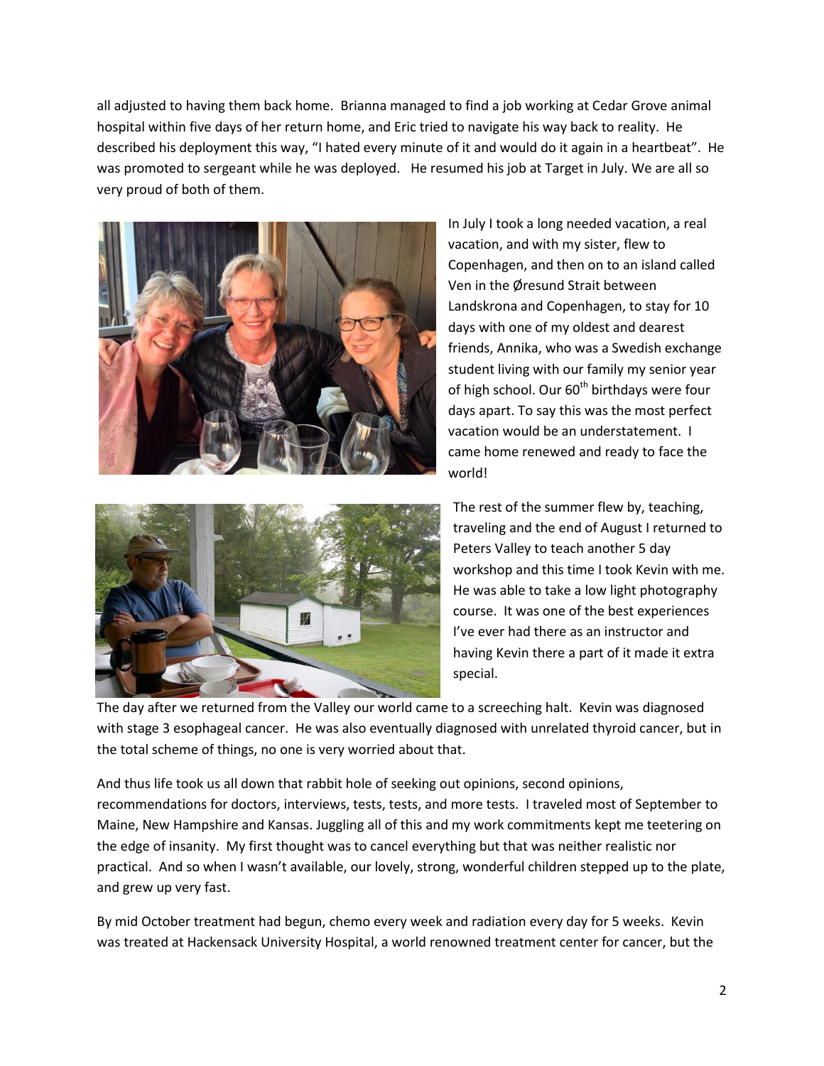all adjusted to having them back home. Brianna managed to find a job working at Cedar Grove animal hospital within five days of her return home, and Eric tried to navigate his way back to reality. He described his deployment this way, "I hated every minute of it and would do it again in a heartbeat". He was promoted to sergeant while he was deployed. He resumed his job at Target in July. We are all so very proud of both of them.

In July I took a long needed vacation, a real vacation, and with my sister, flew to Copenhagen, and then on to an island called Ven in the Øresund Strait between Landskrona and Copenhagen, to stay for 10 days with one of my oldest and dearest friends, Annika, who was a Swedish exchange student living with our family my senior year of high school. Our 60th birthdays were four days apart. To say this was the most perfect vacation would be an understatement. I came home renewed and ready to face the world!

The rest of the summer flew by, teaching, traveling and the end of August I returned to Peters Valley to teach another 5 day workshop and this time I took Kevin with me. He was able to take a low light photography course. It was one of the best experiences I've ever had there as an instructor and having Kevin there a part of it made it extra special.

The day after we returned from the Valley our world came to a screeching halt. Kevin was diagnosed with stage 3 esophageal cancer. He was also eventually diagnosed with unrelated thyroid cancer, but in the total scheme of things, no one is very worried about that.

And thus life took us all down that rabbit hole of seeking out opinions, second opinions, recommendations for doctors, interviews, tests, tests, and more tests. I traveled most of September to Maine, New Hampshire and Kansas. Juggling all of this and my work commitments kept me teetering on the edge of insanity. My first thought was to cancel everything but that was neither realistic nor practical. And so when I wasn't available, our lovely, strong, wonderful children stepped up to the plate, and grew up very fast.

By mid October treatment had begun, chemo every week and radiation every day for 5 weeks. Kevin was treated at Hackensack University Hospital, a world renowned treatment center for cancer, but the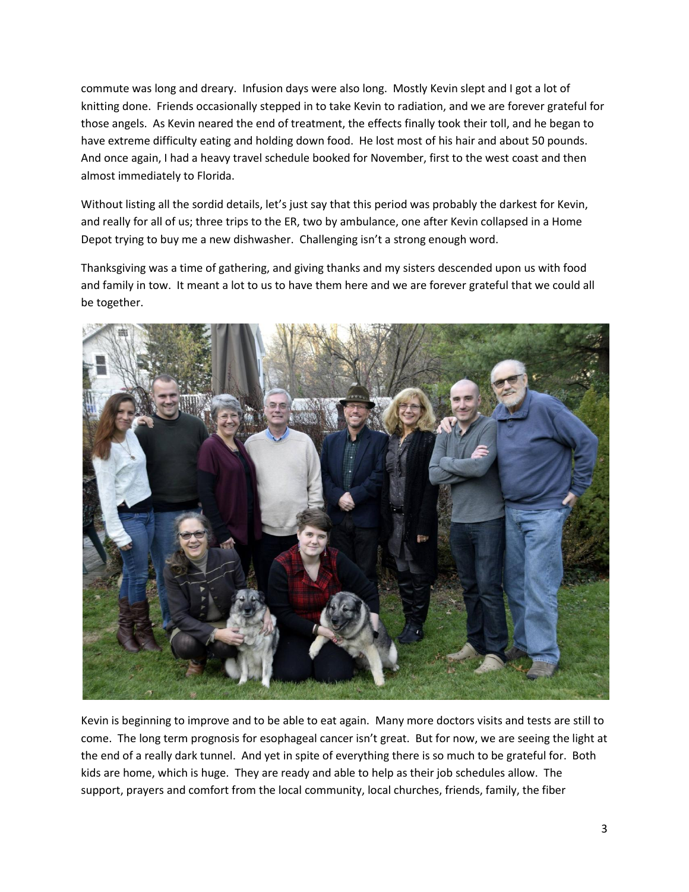commute was long and dreary. Infusion days were also long. Mostly Kevin slept and I got a lot of knitting done. Friends occasionally stepped in to take Kevin to radiation, and we are forever grateful for those angels. As Kevin neared the end of treatment, the effects finally took their toll, and he began to have extreme difficulty eating and holding down food. He lost most of his hair and about 50 pounds. And once again, I had a heavy travel schedule booked for November, first to the west coast and then almost immediately to Florida.

Without listing all the sordid details, let's just say that this period was probably the darkest for Kevin, and really for all of us; three trips to the ER, two by ambulance, one after Kevin collapsed in a Home Depot trying to buy me a new dishwasher. Challenging isn't a strong enough word.

Thanksgiving was a time of gathering, and giving thanks and my sisters descended upon us with food and family in tow. It meant a lot to us to have them here and we are forever grateful that we could all be together.

Kevin is beginning to improve and to be able to eat again. Many more doctors visits and tests are still to come. The long term prognosis for esophageal cancer isn't great. But for now, we are seeing the light at the end of a really dark tunnel. And yet in spite of everything there is so much to be grateful for. Both kids are home, which is huge. They are ready and able to help as their job schedules allow. The support, prayers and comfort from the local community, local churches, friends, family, the fiber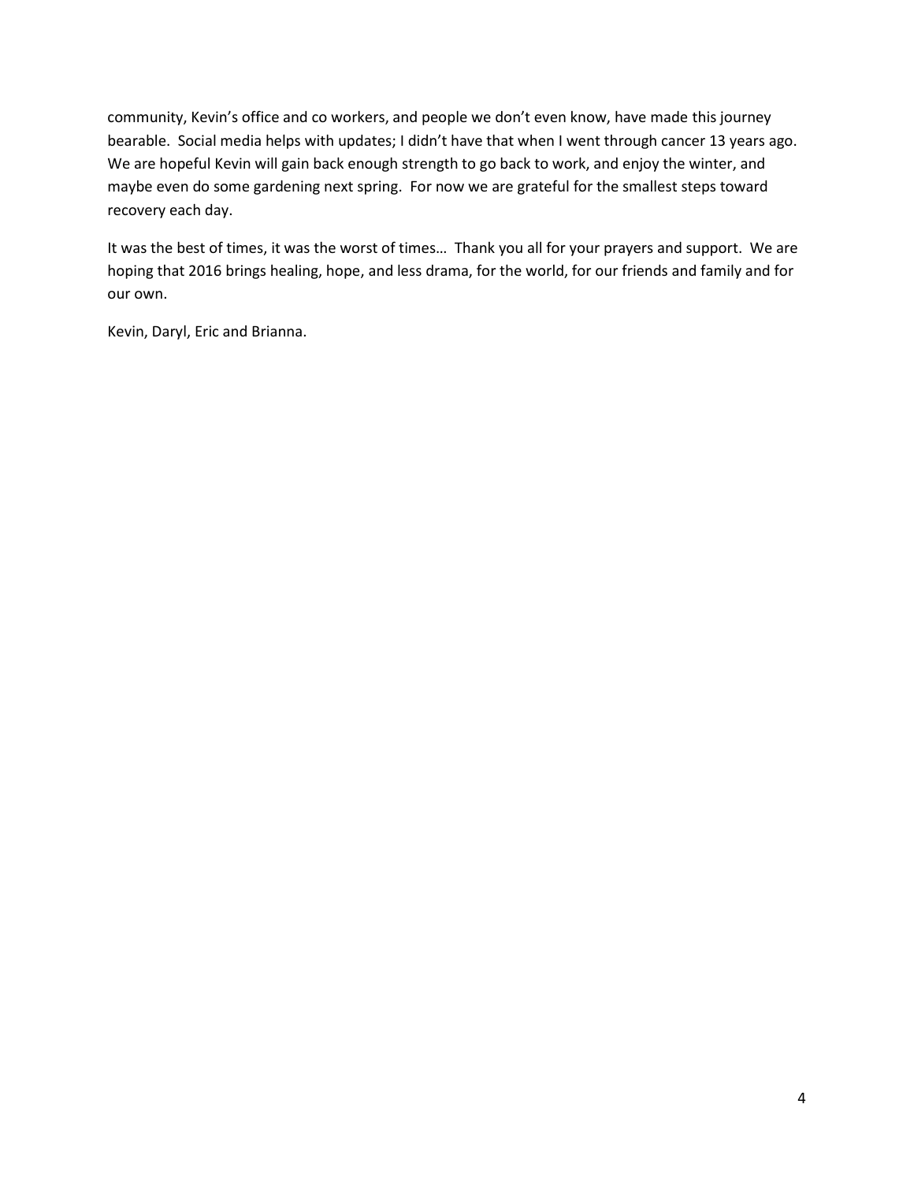community, Kevin's office and co workers, and people we don't even know, have made this journey bearable. Social media helps with updates; I didn't have that when I went through cancer 13 years ago. We are hopeful Kevin will gain back enough strength to go back to work, and enjoy the winter, and maybe even do some gardening next spring. For now we are grateful for the smallest steps toward recovery each day.

It was the best of times, it was the worst of times… Thank you all for your prayers and support. We are hoping that 2016 brings healing, hope, and less drama, for the world, for our friends and family and for our own.

Kevin, Daryl, Eric and Brianna.